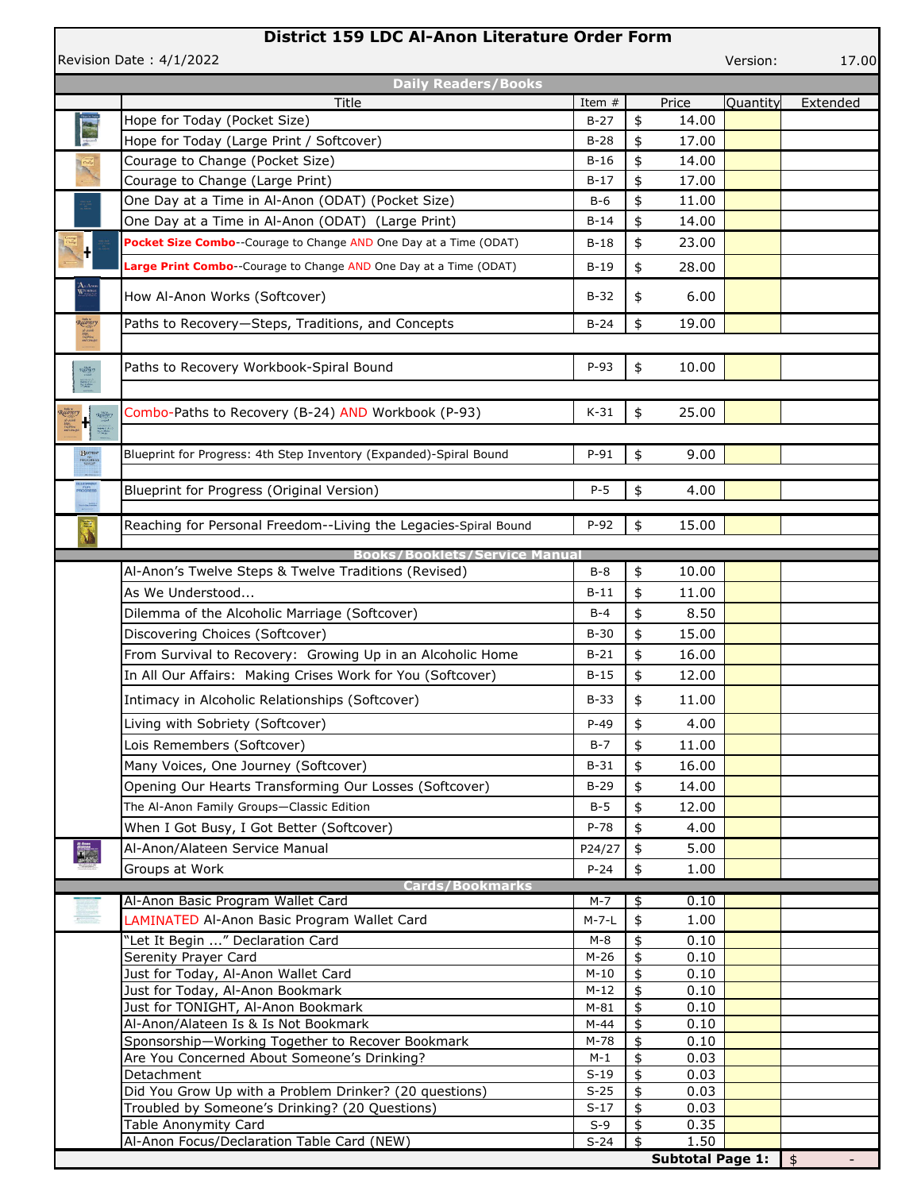# District 159 LDC Al-Anon Literature Order Form

Revision Date : 4/1/2022 — Version: 17.00

| Title | Item # | Price | Quantity | Extended |
|---|---|---|---|---|
| **Daily Readers/Books** | | | | |
| Hope for Today (Pocket Size) | B-27 | $ 14.00 | | |
| Hope for Today (Large Print / Softcover) | B-28 | $ 17.00 | | |
| Courage to Change (Pocket Size) | B-16 | $ 14.00 | | |
| Courage to Change (Large Print) | B-17 | $ 17.00 | | |
| One Day at a Time in Al-Anon (ODAT) (Pocket Size) | B-6 | $ 11.00 | | |
| One Day at a Time in Al-Anon (ODAT) (Large Print) | B-14 | $ 14.00 | | |
| **Pocket Size Combo**--Courage to Change AND One Day at a Time (ODAT) | B-18 | $ 23.00 | | |
| **Large Print Combo**--Courage to Change AND One Day at a Time (ODAT) | B-19 | $ 28.00 | | |
| How Al-Anon Works (Softcover) | B-32 | $ 6.00 | | |
| Paths to Recovery—Steps, Traditions, and Concepts | B-24 | $ 19.00 | | |
| Paths to Recovery Workbook-Spiral Bound | P-93 | $ 10.00 | | |
| Combo-Paths to Recovery (B-24) AND Workbook (P-93) | K-31 | $ 25.00 | | |
| Blueprint for Progress: 4th Step Inventory (Expanded)-Spiral Bound | P-91 | $ 9.00 | | |
| Blueprint for Progress (Original Version) | P-5 | $ 4.00 | | |
| Reaching for Personal Freedom--Living the Legacies-Spiral Bound | P-92 | $ 15.00 | | |
| **Books/Booklets/Service Manual** | | | | |
| Al-Anon's Twelve Steps & Twelve Traditions (Revised) | B-8 | $ 10.00 | | |
| As We Understood... | B-11 | $ 11.00 | | |
| Dilemma of the Alcoholic Marriage (Softcover) | B-4 | $ 8.50 | | |
| Discovering Choices (Softcover) | B-30 | $ 15.00 | | |
| From Survival to Recovery: Growing Up in an Alcoholic Home | B-21 | $ 16.00 | | |
| In All Our Affairs: Making Crises Work for You (Softcover) | B-15 | $ 12.00 | | |
| Intimacy in Alcoholic Relationships (Softcover) | B-33 | $ 11.00 | | |
| Living with Sobriety (Softcover) | P-49 | $ 4.00 | | |
| Lois Remembers (Softcover) | B-7 | $ 11.00 | | |
| Many Voices, One Journey (Softcover) | B-31 | $ 16.00 | | |
| Opening Our Hearts Transforming Our Losses (Softcover) | B-29 | $ 14.00 | | |
| The Al-Anon Family Groups—Classic Edition | B-5 | $ 12.00 | | |
| When I Got Busy, I Got Better (Softcover) | P-78 | $ 4.00 | | |
| Al-Anon/Alateen Service Manual | P24/27 | $ 5.00 | | |
| Groups at Work | P-24 | $ 1.00 | | |
| **Cards/Bookmarks** | | | | |
| Al-Anon Basic Program Wallet Card | M-7 | $ 0.10 | | |
| LAMINATED Al-Anon Basic Program Wallet Card | M-7-L | $ 1.00 | | |
| "Let It Begin ..." Declaration Card | M-8 | $ 0.10 | | |
| Serenity Prayer Card | M-26 | $ 0.10 | | |
| Just for Today, Al-Anon Wallet Card | M-10 | $ 0.10 | | |
| Just for Today, Al-Anon Bookmark | M-12 | $ 0.10 | | |
| Just for TONIGHT, Al-Anon Bookmark | M-81 | $ 0.10 | | |
| Al-Anon/Alateen Is & Is Not Bookmark | M-44 | $ 0.10 | | |
| Sponsorship—Working Together to Recover Bookmark | M-78 | $ 0.10 | | |
| Are You Concerned About Someone's Drinking? | M-1 | $ 0.03 | | |
| Detachment | S-19 | $ 0.03 | | |
| Did You Grow Up with a Problem Drinker? (20 questions) | S-25 | $ 0.03 | | |
| Troubled by Someone's Drinking? (20 Questions) | S-17 | $ 0.03 | | |
| Table Anonymity Card | S-9 | $ 0.35 | | |
| Al-Anon Focus/Declaration Table Card (NEW) | S-24 | $ 1.50 | | |
| | | | **Subtotal Page 1:** | $ - |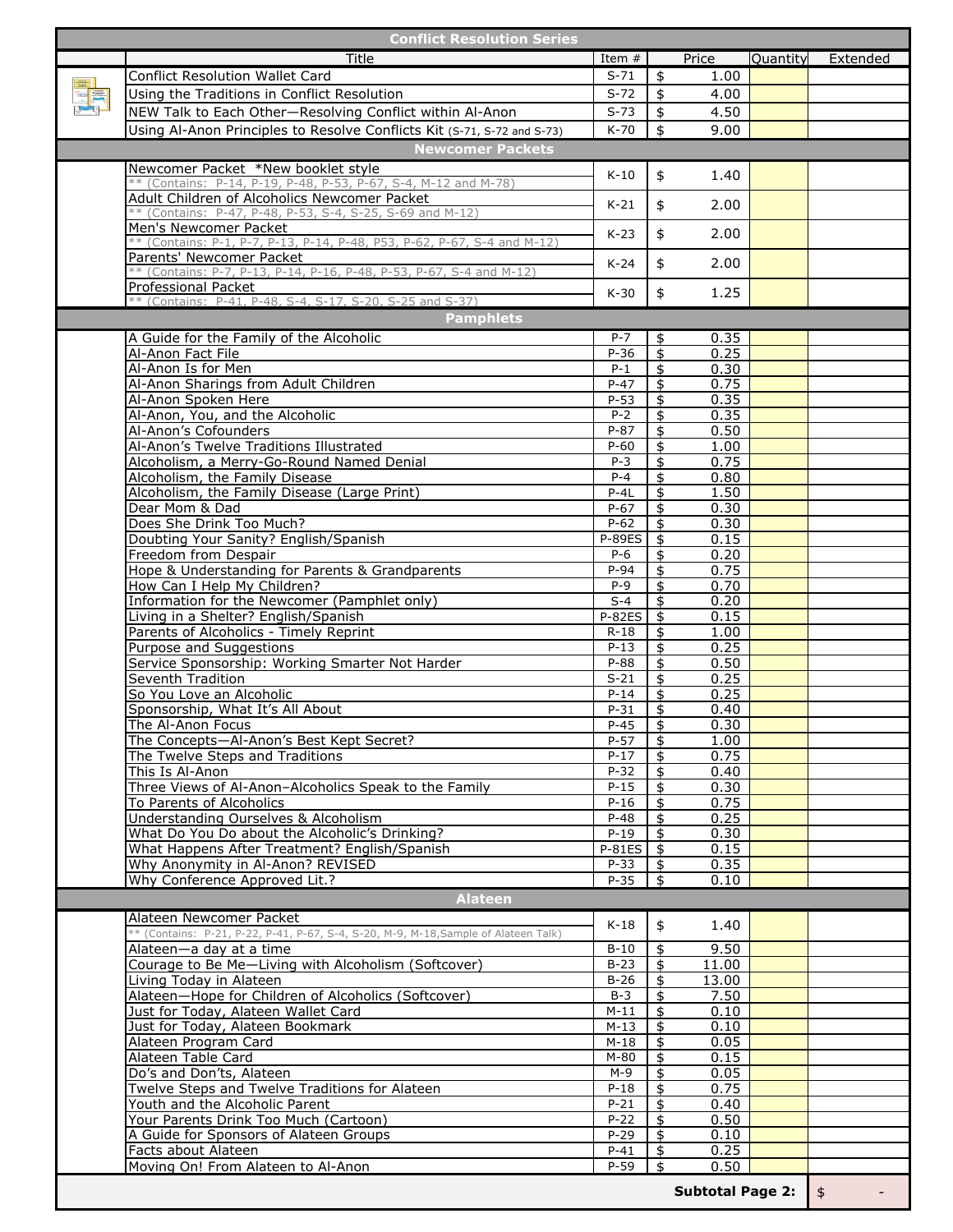| | Title | Item # | Price | Quantity | Extended |
|---|---|---|---|---|---|
| **Conflict Resolution Series** | | | | | |
| | Conflict Resolution Wallet Card | S-71 | $ 1.00 | | |
| | Using the Traditions in Conflict Resolution | S-72 | $ 4.00 | | |
| | NEW Talk to Each Other—Resolving Conflict within Al-Anon | S-73 | $ 4.50 | | |
| | Using Al-Anon Principles to Resolve Conflicts Kit (S-71, S-72 and S-73) | K-70 | $ 9.00 | | |
| **Newcomer Packets** | | | | | |
| | Newcomer Packet *New booklet style ** (Contains: P-14, P-19, P-48, P-53, P-67, S-4, M-12 and M-78) | K-10 | $ 1.40 | | |
| | Adult Children of Alcoholics Newcomer Packet ** (Contains: P-47, P-48, P-53, S-4, S-25, S-69 and M-12) | K-21 | $ 2.00 | | |
| | Men's Newcomer Packet ** (Contains: P-1, P-7, P-13, P-14, P-48, P53, P-62, P-67, S-4 and M-12) | K-23 | $ 2.00 | | |
| | Parents' Newcomer Packet ** (Contains: P-7, P-13, P-14, P-16, P-48, P-53, P-67, S-4 and M-12) | K-24 | $ 2.00 | | |
| | Professional Packet ** (Contains: P-41, P-48, S-4, S-17, S-20, S-25 and S-37) | K-30 | $ 1.25 | | |
| **Pamphlets** | | | | | |
| | A Guide for the Family of the Alcoholic | P-7 | $ 0.35 | | |
| | Al-Anon Fact File | P-36 | $ 0.25 | | |
| | Al-Anon Is for Men | P-1 | $ 0.30 | | |
| | Al-Anon Sharings from Adult Children | P-47 | $ 0.75 | | |
| | Al-Anon Spoken Here | P-53 | $ 0.35 | | |
| | Al-Anon, You, and the Alcoholic | P-2 | $ 0.35 | | |
| | Al-Anon's Cofounders | P-87 | $ 0.50 | | |
| | Al-Anon's Twelve Traditions Illustrated | P-60 | $ 1.00 | | |
| | Alcoholism, a Merry-Go-Round Named Denial | P-3 | $ 0.75 | | |
| | Alcoholism, the Family Disease | P-4 | $ 0.80 | | |
| | Alcoholism, the Family Disease (Large Print) | P-4L | $ 1.50 | | |
| | Dear Mom & Dad | P-67 | $ 0.30 | | |
| | Does She Drink Too Much? | P-62 | $ 0.30 | | |
| | Doubting Your Sanity? English/Spanish | P-89ES | $ 0.15 | | |
| | Freedom from Despair | P-6 | $ 0.20 | | |
| | Hope & Understanding for Parents & Grandparents | P-94 | $ 0.75 | | |
| | How Can I Help My Children? | P-9 | $ 0.70 | | |
| | Information for the Newcomer (Pamphlet only) | S-4 | $ 0.20 | | |
| | Living in a Shelter? English/Spanish | P-82ES | $ 0.15 | | |
| | Parents of Alcoholics - Timely Reprint | R-18 | $ 1.00 | | |
| | Purpose and Suggestions | P-13 | $ 0.25 | | |
| | Service Sponsorship: Working Smarter Not Harder | P-88 | $ 0.50 | | |
| | Seventh Tradition | S-21 | $ 0.25 | | |
| | So You Love an Alcoholic | P-14 | $ 0.25 | | |
| | Sponsorship, What It's All About | P-31 | $ 0.40 | | |
| | The Al-Anon Focus | P-45 | $ 0.30 | | |
| | The Concepts—Al-Anon's Best Kept Secret? | P-57 | $ 1.00 | | |
| | The Twelve Steps and Traditions | P-17 | $ 0.75 | | |
| | This Is Al-Anon | P-32 | $ 0.40 | | |
| | Three Views of Al-Anon–Alcoholics Speak to the Family | P-15 | $ 0.30 | | |
| | To Parents of Alcoholics | P-16 | $ 0.75 | | |
| | Understanding Ourselves & Alcoholism | P-48 | $ 0.25 | | |
| | What Do You Do about the Alcoholic's Drinking? | P-19 | $ 0.30 | | |
| | What Happens After Treatment? English/Spanish | P-81ES | $ 0.15 | | |
| | Why Anonymity in Al-Anon? REVISED | P-33 | $ 0.35 | | |
| | Why Conference Approved Lit.? | P-35 | $ 0.10 | | |
| **Alateen** | | | | | |
| | Alateen Newcomer Packet ** (Contains: P-21, P-22, P-41, P-67, S-4, S-20, M-9, M-18,Sample of Alateen Talk) | K-18 | $ 1.40 | | |
| | Alateen—a day at a time | B-10 | $ 9.50 | | |
| | Courage to Be Me—Living with Alcoholism (Softcover) | B-23 | $ 11.00 | | |
| | Living Today in Alateen | B-26 | $ 13.00 | | |
| | Alateen—Hope for Children of Alcoholics (Softcover) | B-3 | $ 7.50 | | |
| | Just for Today, Alateen Wallet Card | M-11 | $ 0.10 | | |
| | Just for Today, Alateen Bookmark | M-13 | $ 0.10 | | |
| | Alateen Program Card | M-18 | $ 0.05 | | |
| | Alateen Table Card | M-80 | $ 0.15 | | |
| | Do's and Don'ts, Alateen | M-9 | $ 0.05 | | |
| | Twelve Steps and Twelve Traditions for Alateen | P-18 | $ 0.75 | | |
| | Youth and the Alcoholic Parent | P-21 | $ 0.40 | | |
| | Your Parents Drink Too Much (Cartoon) | P-22 | $ 0.50 | | |
| | A Guide for Sponsors of Alateen Groups | P-29 | $ 0.10 | | |
| | Facts about Alateen | P-41 | $ 0.25 | | |
| | Moving On! From Alateen to Al-Anon | P-59 | $ 0.50 | | |
| | | | | **Subtotal Page 2:** | $ - |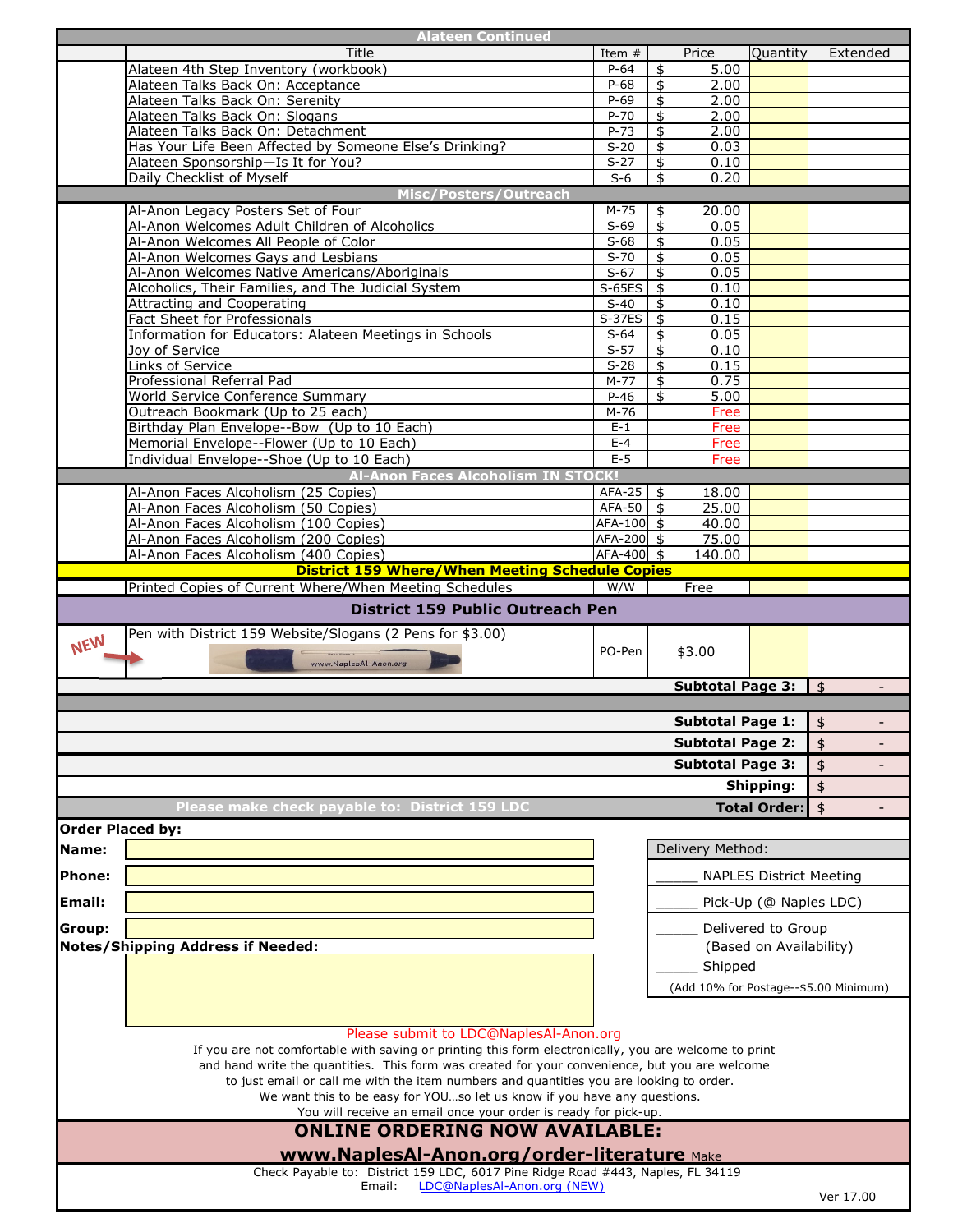| | Title | Item # | Price | Quantity | Extended |
|---|---|---|---|---|---|
| | **Alateen Continued** | | | | |
| | Alateen 4th Step Inventory (workbook) | P-64 | $ 5.00 | | |
| | Alateen Talks Back On: Acceptance | P-68 | $ 2.00 | | |
| | Alateen Talks Back On: Serenity | P-69 | $ 2.00 | | |
| | Alateen Talks Back On: Slogans | P-70 | $ 2.00 | | |
| | Alateen Talks Back On: Detachment | P-73 | $ 2.00 | | |
| | Has Your Life Been Affected by Someone Else's Drinking? | S-20 | $ 0.03 | | |
| | Alateen Sponsorship—Is It for You? | S-27 | $ 0.10 | | |
| | Daily Checklist of Myself | S-6 | $ 0.20 | | |
| | **Misc/Posters/Outreach** | | | | |
| | Al-Anon Legacy Posters Set of Four | M-75 | $ 20.00 | | |
| | Al-Anon Welcomes Adult Children of Alcoholics | S-69 | $ 0.05 | | |
| | Al-Anon Welcomes All People of Color | S-68 | $ 0.05 | | |
| | Al-Anon Welcomes Gays and Lesbians | S-70 | $ 0.05 | | |
| | Al-Anon Welcomes Native Americans/Aboriginals | S-67 | $ 0.05 | | |
| | Alcoholics, Their Families, and The Judicial System | S-65ES | $ 0.10 | | |
| | Attracting and Cooperating | S-40 | $ 0.10 | | |
| | Fact Sheet for Professionals | S-37ES | $ 0.15 | | |
| | Information for Educators: Alateen Meetings in Schools | S-64 | $ 0.05 | | |
| | Joy of Service | S-57 | $ 0.10 | | |
| | Links of Service | S-28 | $ 0.15 | | |
| | Professional Referral Pad | M-77 | $ 0.75 | | |
| | World Service Conference Summary | P-46 | $ 5.00 | | |
| | Outreach Bookmark (Up to 25 each) | M-76 | Free | | |
| | Birthday Plan Envelope--Bow (Up to 10 Each) | E-1 | Free | | |
| | Memorial Envelope--Flower (Up to 10 Each) | E-4 | Free | | |
| | Individual Envelope--Shoe (Up to 10 Each) | E-5 | Free | | |
| | **Al-Anon Faces Alcoholism IN STOCK!** | | | | |
| | Al-Anon Faces Alcoholism (25 Copies) | AFA-25 | $ 18.00 | | |
| | Al-Anon Faces Alcoholism (50 Copies) | AFA-50 | $ 25.00 | | |
| | Al-Anon Faces Alcoholism (100 Copies) | AFA-100 | $ 40.00 | | |
| | Al-Anon Faces Alcoholism (200 Copies) | AFA-200 | $ 75.00 | | |
| | Al-Anon Faces Alcoholism (400 Copies) | AFA-400 | $ 140.00 | | |
| | **District 159 Where/When Meeting Schedule Copies** | | | | |
| | Printed Copies of Current Where/When Meeting Schedules | W/W | Free | | |
| | **District 159 Public Outreach Pen** | | | | |
| NEW | Pen with District 159 Website/Slogans (2 Pens for $3.00) | PO-Pen | $3.00 | | |
| | | | | **Subtotal Page 3:** | $ - |

| | |
|---|---|
| **Subtotal Page 1:** | $ - |
| **Subtotal Page 2:** | $ - |
| **Subtotal Page 3:** | $ - |
| **Shipping:** | $ |
| **Total Order:** | $ - |

Please make check payable to: District 159 LDC

**Order Placed by:**

**Name:**

**Phone:**

**Email:**

**Group:**

**Notes/Shipping Address if Needed:**

Delivery Method:

_____ NAPLES District Meeting

_____ Pick-Up (@ Naples LDC)

_____ Delivered to Group (Based on Availability)

_____ Shipped (Add 10% for Postage--$5.00 Minimum)

Please submit to LDC@NaplesAl-Anon.org

If you are not comfortable with saving or printing this form electronically, you are welcome to print and hand write the quantities. This form was created for your convenience, but you are welcome to just email or call me with the item numbers and quantities you are looking to order.
We want this to be easy for YOU…so let us know if you have any questions.
You will receive an email once your order is ready for pick-up.

**ONLINE ORDERING NOW AVAILABLE:**

**www.NaplesAl-Anon.org/order-literature**

Make Check Payable to: District 159 LDC, 6017 Pine Ridge Road #443, Naples, FL 34119
Email: LDC@NaplesAl-Anon.org (NEW)

Ver 17.00